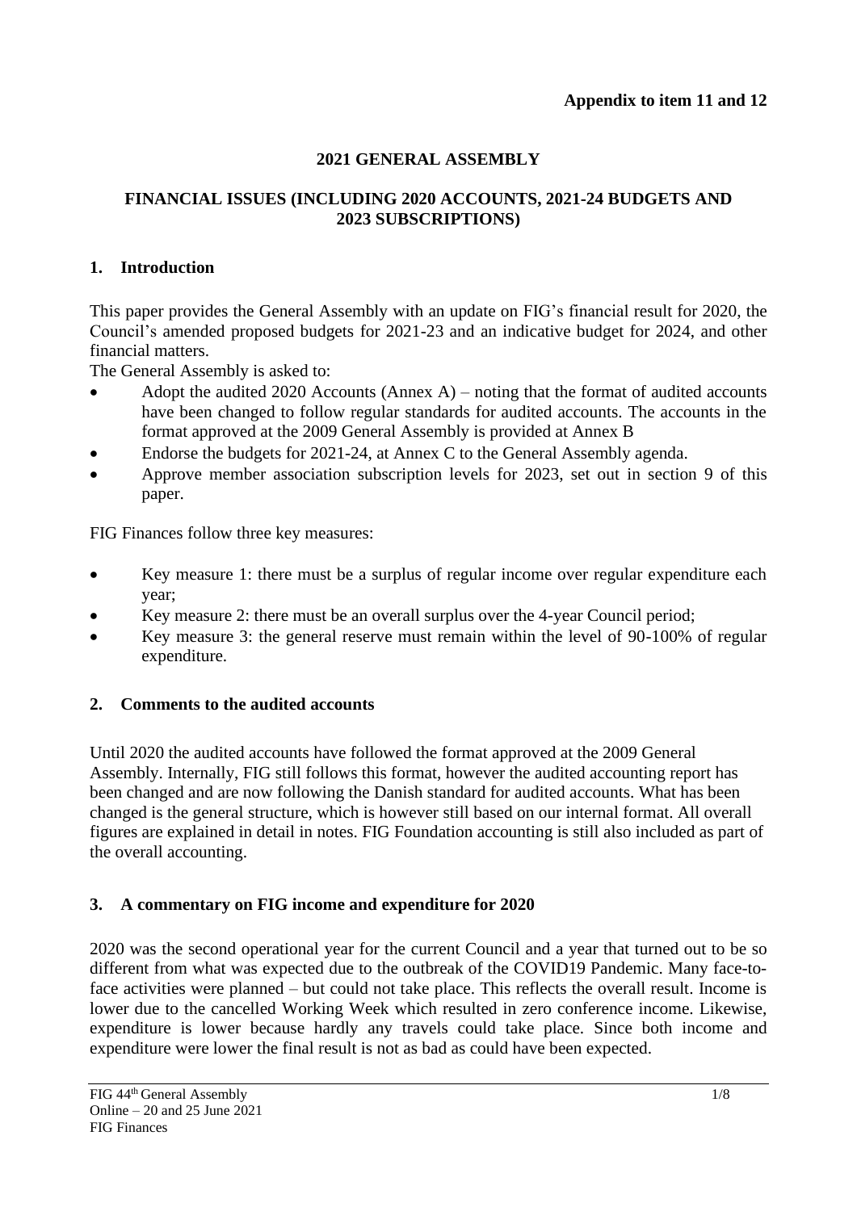**Appendix to item 11 and 12**

# 2021 GENERAL ASSEMBLY

## FINANCIAL ISSUES (INCLUDING 2020 ACCOUNTS, 2021-24 BUDGETS AND 2023 SUBSCRIPTIONS)

### 1. Introduction

This paper provides the General Assembly with an update on FIG's financial result for 2020, the Council's amended proposed budgets for 2021-23 and an indicative budget for 2024, and other financial matters.

The General Assembly is asked to:

- Adopt the audited 2020 Accounts (Annex A) – noting that the format of audited accounts have been changed to follow regular standards for audited accounts. The accounts in the format approved at the 2009 General Assembly is provided at Annex B
- Endorse the budgets for 2021-24, at Annex C to the General Assembly agenda.
- Approve member association subscription levels for 2023, set out in section 9 of this paper.

FIG Finances follow three key measures:

- Key measure 1: there must be a surplus of regular income over regular expenditure each year;
- Key measure 2: there must be an overall surplus over the 4-year Council period;
- Key measure 3: the general reserve must remain within the level of 90-100% of regular expenditure.

### 2. Comments to the audited accounts

Until 2020 the audited accounts have followed the format approved at the 2009 General Assembly. Internally, FIG still follows this format, however the audited accounting report has been changed and are now following the Danish standard for audited accounts. What has been changed is the general structure, which is however still based on our internal format. All overall figures are explained in detail in notes. FIG Foundation accounting is still also included as part of the overall accounting.

### 3. A commentary on FIG income and expenditure for 2020

2020 was the second operational year for the current Council and a year that turned out to be so different from what was expected due to the outbreak of the COVID19 Pandemic. Many face-to-face activities were planned – but could not take place. This reflects the overall result. Income is lower due to the cancelled Working Week which resulted in zero conference income. Likewise, expenditure is lower because hardly any travels could take place. Since both income and expenditure were lower the final result is not as bad as could have been expected.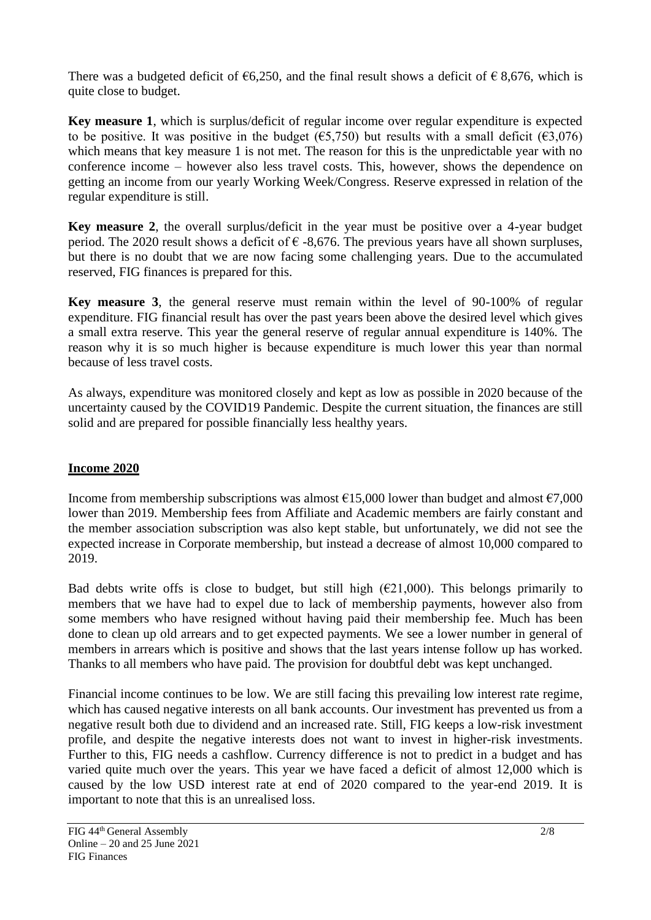There was a budgeted deficit of €6,250, and the final result shows a deficit of € 8,676, which is quite close to budget.

**Key measure 1**, which is surplus/deficit of regular income over regular expenditure is expected to be positive. It was positive in the budget (€5,750) but results with a small deficit (€3,076) which means that key measure 1 is not met. The reason for this is the unpredictable year with no conference income – however also less travel costs. This, however, shows the dependence on getting an income from our yearly Working Week/Congress. Reserve expressed in relation of the regular expenditure is still.

**Key measure 2**, the overall surplus/deficit in the year must be positive over a 4-year budget period. The 2020 result shows a deficit of € -8,676. The previous years have all shown surpluses, but there is no doubt that we are now facing some challenging years. Due to the accumulated reserved, FIG finances is prepared for this.

**Key measure 3**, the general reserve must remain within the level of 90-100% of regular expenditure. FIG financial result has over the past years been above the desired level which gives a small extra reserve. This year the general reserve of regular annual expenditure is 140%. The reason why it is so much higher is because expenditure is much lower this year than normal because of less travel costs.

As always, expenditure was monitored closely and kept as low as possible in 2020 because of the uncertainty caused by the COVID19 Pandemic. Despite the current situation, the finances are still solid and are prepared for possible financially less healthy years.

## Income 2020

Income from membership subscriptions was almost €15,000 lower than budget and almost €7,000 lower than 2019. Membership fees from Affiliate and Academic members are fairly constant and the member association subscription was also kept stable, but unfortunately, we did not see the expected increase in Corporate membership, but instead a decrease of almost 10,000 compared to 2019.

Bad debts write offs is close to budget, but still high (€21,000). This belongs primarily to members that we have had to expel due to lack of membership payments, however also from some members who have resigned without having paid their membership fee. Much has been done to clean up old arrears and to get expected payments. We see a lower number in general of members in arrears which is positive and shows that the last years intense follow up has worked. Thanks to all members who have paid. The provision for doubtful debt was kept unchanged.

Financial income continues to be low. We are still facing this prevailing low interest rate regime, which has caused negative interests on all bank accounts. Our investment has prevented us from a negative result both due to dividend and an increased rate. Still, FIG keeps a low-risk investment profile, and despite the negative interests does not want to invest in higher-risk investments. Further to this, FIG needs a cashflow. Currency difference is not to predict in a budget and has varied quite much over the years. This year we have faced a deficit of almost 12,000 which is caused by the low USD interest rate at end of 2020 compared to the year-end 2019. It is important to note that this is an unrealised loss.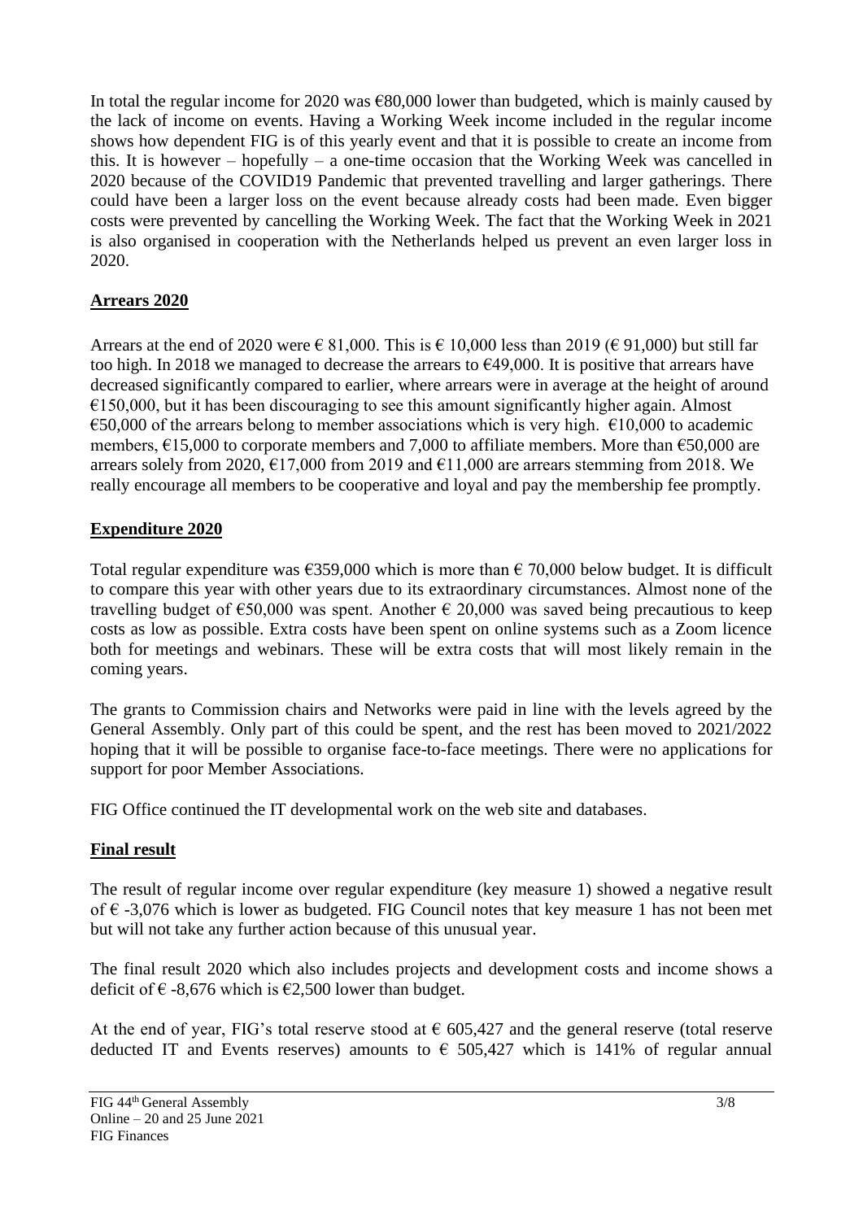In total the regular income for 2020 was €80,000 lower than budgeted, which is mainly caused by the lack of income on events. Having a Working Week income included in the regular income shows how dependent FIG is of this yearly event and that it is possible to create an income from this. It is however – hopefully – a one-time occasion that the Working Week was cancelled in 2020 because of the COVID19 Pandemic that prevented travelling and larger gatherings. There could have been a larger loss on the event because already costs had been made. Even bigger costs were prevented by cancelling the Working Week. The fact that the Working Week in 2021 is also organised in cooperation with the Netherlands helped us prevent an even larger loss in 2020.

## Arrears 2020

Arrears at the end of 2020 were € 81,000. This is € 10,000 less than 2019 (€ 91,000) but still far too high. In 2018 we managed to decrease the arrears to €49,000. It is positive that arrears have decreased significantly compared to earlier, where arrears were in average at the height of around €150,000, but it has been discouraging to see this amount significantly higher again. Almost €50,000 of the arrears belong to member associations which is very high. €10,000 to academic members, €15,000 to corporate members and 7,000 to affiliate members. More than €50,000 are arrears solely from 2020, €17,000 from 2019 and €11,000 are arrears stemming from 2018. We really encourage all members to be cooperative and loyal and pay the membership fee promptly.

## Expenditure 2020

Total regular expenditure was €359,000 which is more than € 70,000 below budget. It is difficult to compare this year with other years due to its extraordinary circumstances. Almost none of the travelling budget of €50,000 was spent. Another € 20,000 was saved being precautious to keep costs as low as possible. Extra costs have been spent on online systems such as a Zoom licence both for meetings and webinars. These will be extra costs that will most likely remain in the coming years.

The grants to Commission chairs and Networks were paid in line with the levels agreed by the General Assembly. Only part of this could be spent, and the rest has been moved to 2021/2022 hoping that it will be possible to organise face-to-face meetings. There were no applications for support for poor Member Associations.

FIG Office continued the IT developmental work on the web site and databases.

## Final result

The result of regular income over regular expenditure (key measure 1) showed a negative result of € -3,076 which is lower as budgeted. FIG Council notes that key measure 1 has not been met but will not take any further action because of this unusual year.

The final result 2020 which also includes projects and development costs and income shows a deficit of € -8,676 which is €2,500 lower than budget.

At the end of year, FIG's total reserve stood at € 605,427 and the general reserve (total reserve deducted IT and Events reserves) amounts to € 505,427 which is 141% of regular annual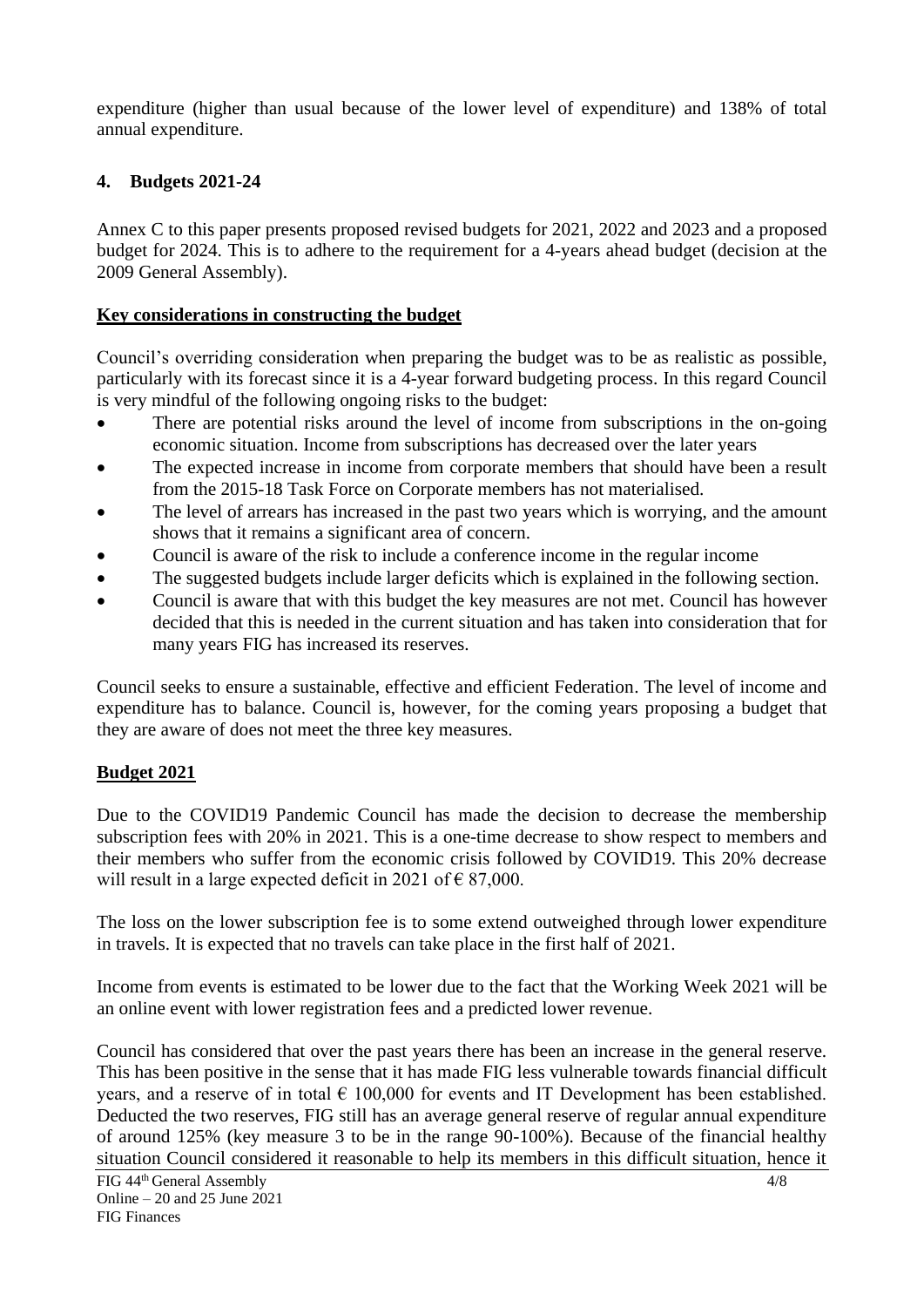expenditure (higher than usual because of the lower level of expenditure) and 138% of total annual expenditure.

## 4. Budgets 2021-24

Annex C to this paper presents proposed revised budgets for 2021, 2022 and 2023 and a proposed budget for 2024. This is to adhere to the requirement for a 4-years ahead budget (decision at the 2009 General Assembly).

### Key considerations in constructing the budget

Council's overriding consideration when preparing the budget was to be as realistic as possible, particularly with its forecast since it is a 4-year forward budgeting process. In this regard Council is very mindful of the following ongoing risks to the budget:

- There are potential risks around the level of income from subscriptions in the on-going economic situation. Income from subscriptions has decreased over the later years
- The expected increase in income from corporate members that should have been a result from the 2015-18 Task Force on Corporate members has not materialised.
- The level of arrears has increased in the past two years which is worrying, and the amount shows that it remains a significant area of concern.
- Council is aware of the risk to include a conference income in the regular income
- The suggested budgets include larger deficits which is explained in the following section.
- Council is aware that with this budget the key measures are not met. Council has however decided that this is needed in the current situation and has taken into consideration that for many years FIG has increased its reserves.

Council seeks to ensure a sustainable, effective and efficient Federation. The level of income and expenditure has to balance. Council is, however, for the coming years proposing a budget that they are aware of does not meet the three key measures.

### Budget 2021

Due to the COVID19 Pandemic Council has made the decision to decrease the membership subscription fees with 20% in 2021. This is a one-time decrease to show respect to members and their members who suffer from the economic crisis followed by COVID19. This 20% decrease will result in a large expected deficit in 2021 of € 87,000.

The loss on the lower subscription fee is to some extend outweighed through lower expenditure in travels. It is expected that no travels can take place in the first half of 2021.

Income from events is estimated to be lower due to the fact that the Working Week 2021 will be an online event with lower registration fees and a predicted lower revenue.

Council has considered that over the past years there has been an increase in the general reserve. This has been positive in the sense that it has made FIG less vulnerable towards financial difficult years, and a reserve of in total € 100,000 for events and IT Development has been established. Deducted the two reserves, FIG still has an average general reserve of regular annual expenditure of around 125% (key measure 3 to be in the range 90-100%). Because of the financial healthy situation Council considered it reasonable to help its members in this difficult situation, hence it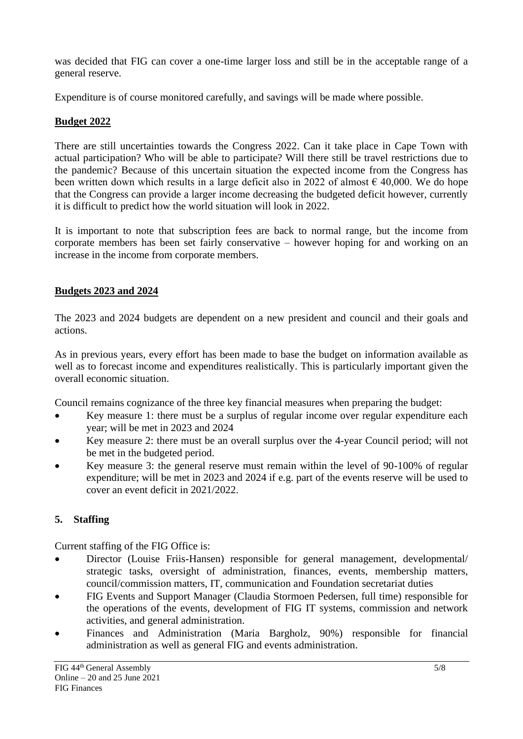was decided that FIG can cover a one-time larger loss and still be in the acceptable range of a general reserve.

Expenditure is of course monitored carefully, and savings will be made where possible.

**Budget 2022**

There are still uncertainties towards the Congress 2022. Can it take place in Cape Town with actual participation? Who will be able to participate? Will there still be travel restrictions due to the pandemic? Because of this uncertain situation the expected income from the Congress has been written down which results in a large deficit also in 2022 of almost € 40,000. We do hope that the Congress can provide a larger income decreasing the budgeted deficit however, currently it is difficult to predict how the world situation will look in 2022.

It is important to note that subscription fees are back to normal range, but the income from corporate members has been set fairly conservative – however hoping for and working on an increase in the income from corporate members.

**Budgets 2023 and 2024**

The 2023 and 2024 budgets are dependent on a new president and council and their goals and actions.

As in previous years, every effort has been made to base the budget on information available as well as to forecast income and expenditures realistically. This is particularly important given the overall economic situation.

Council remains cognizance of the three key financial measures when preparing the budget:

- Key measure 1: there must be a surplus of regular income over regular expenditure each year; will be met in 2023 and 2024
- Key measure 2: there must be an overall surplus over the 4-year Council period; will not be met in the budgeted period.
- Key measure 3: the general reserve must remain within the level of 90-100% of regular expenditure; will be met in 2023 and 2024 if e.g. part of the events reserve will be used to cover an event deficit in 2021/2022.

## 5. Staffing

Current staffing of the FIG Office is:

- Director (Louise Friis-Hansen) responsible for general management, developmental/ strategic tasks, oversight of administration, finances, events, membership matters, council/commission matters, IT, communication and Foundation secretariat duties
- FIG Events and Support Manager (Claudia Stormoen Pedersen, full time) responsible for the operations of the events, development of FIG IT systems, commission and network activities, and general administration.
- Finances and Administration (Maria Bargholz, 90%) responsible for financial administration as well as general FIG and events administration.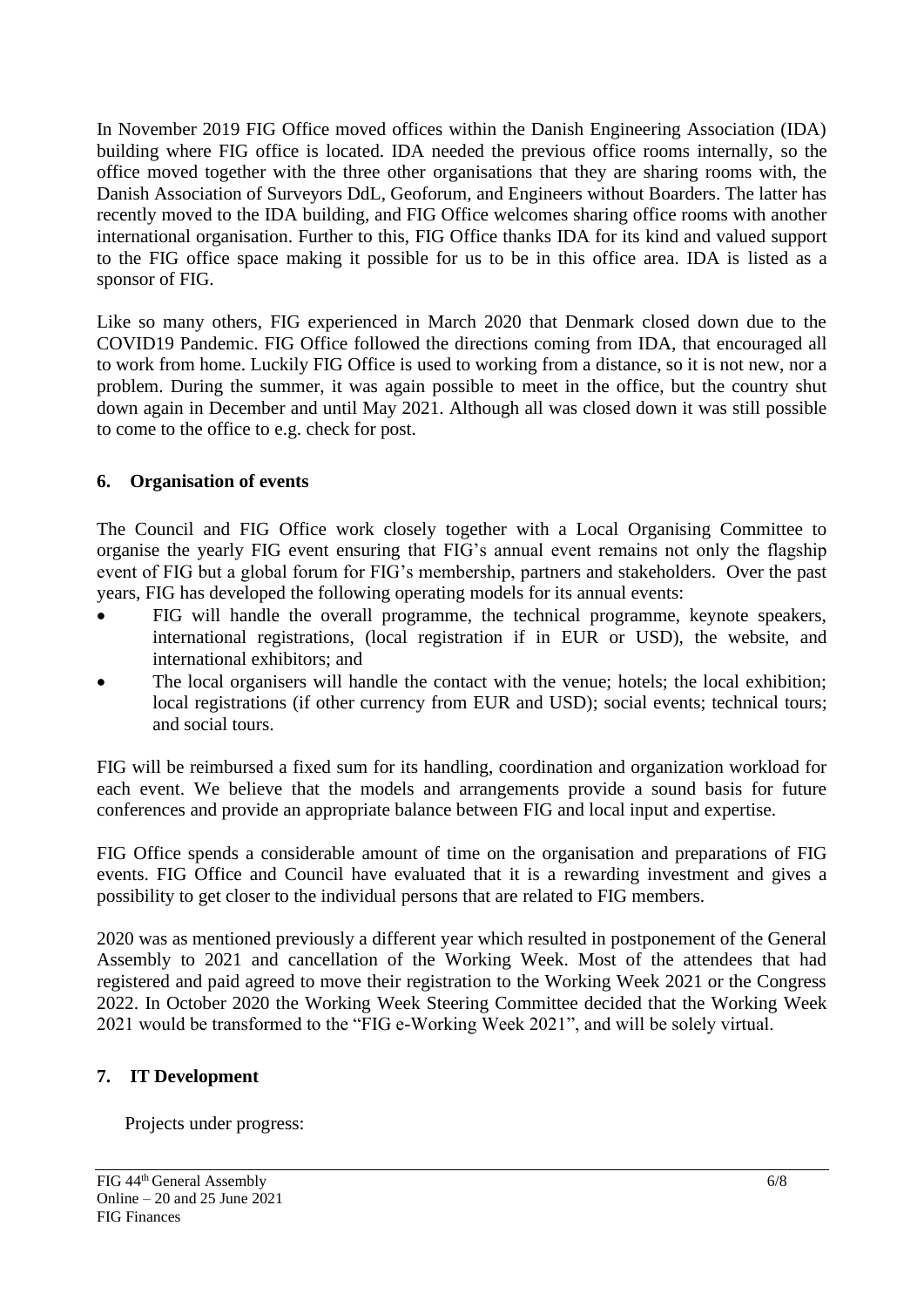In November 2019 FIG Office moved offices within the Danish Engineering Association (IDA) building where FIG office is located. IDA needed the previous office rooms internally, so the office moved together with the three other organisations that they are sharing rooms with, the Danish Association of Surveyors DdL, Geoforum, and Engineers without Boarders. The latter has recently moved to the IDA building, and FIG Office welcomes sharing office rooms with another international organisation. Further to this, FIG Office thanks IDA for its kind and valued support to the FIG office space making it possible for us to be in this office area. IDA is listed as a sponsor of FIG.

Like so many others, FIG experienced in March 2020 that Denmark closed down due to the COVID19 Pandemic. FIG Office followed the directions coming from IDA, that encouraged all to work from home. Luckily FIG Office is used to working from a distance, so it is not new, nor a problem. During the summer, it was again possible to meet in the office, but the country shut down again in December and until May 2021. Although all was closed down it was still possible to come to the office to e.g. check for post.

## 6. Organisation of events

The Council and FIG Office work closely together with a Local Organising Committee to organise the yearly FIG event ensuring that FIG's annual event remains not only the flagship event of FIG but a global forum for FIG's membership, partners and stakeholders. Over the past years, FIG has developed the following operating models for its annual events:

- FIG will handle the overall programme, the technical programme, keynote speakers, international registrations, (local registration if in EUR or USD), the website, and international exhibitors; and
- The local organisers will handle the contact with the venue; hotels; the local exhibition; local registrations (if other currency from EUR and USD); social events; technical tours; and social tours.

FIG will be reimbursed a fixed sum for its handling, coordination and organization workload for each event. We believe that the models and arrangements provide a sound basis for future conferences and provide an appropriate balance between FIG and local input and expertise.

FIG Office spends a considerable amount of time on the organisation and preparations of FIG events. FIG Office and Council have evaluated that it is a rewarding investment and gives a possibility to get closer to the individual persons that are related to FIG members.

2020 was as mentioned previously a different year which resulted in postponement of the General Assembly to 2021 and cancellation of the Working Week. Most of the attendees that had registered and paid agreed to move their registration to the Working Week 2021 or the Congress 2022. In October 2020 the Working Week Steering Committee decided that the Working Week 2021 would be transformed to the "FIG e-Working Week 2021", and will be solely virtual.

## 7. IT Development

Projects under progress: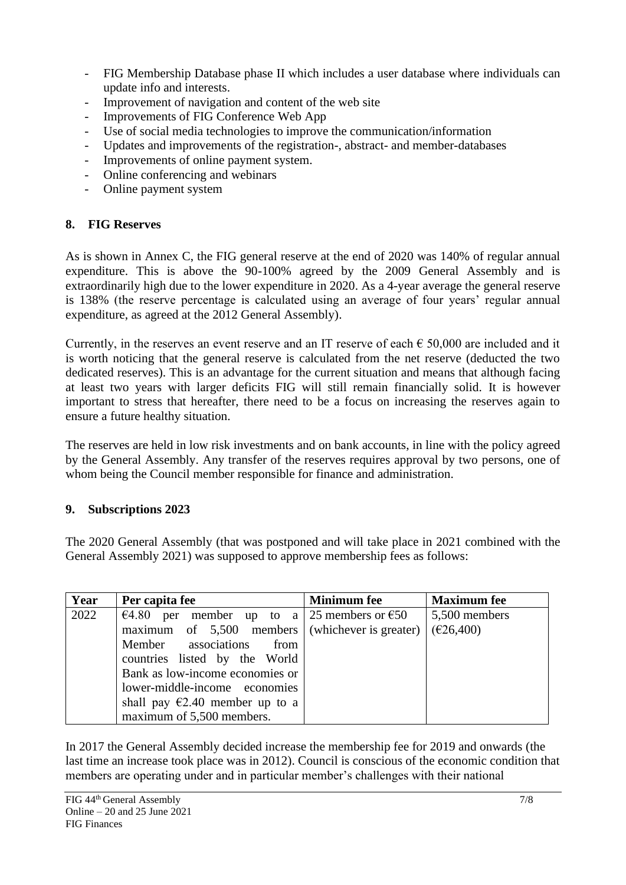- FIG Membership Database phase II which includes a user database where individuals can update info and interests.
- Improvement of navigation and content of the web site
- Improvements of FIG Conference Web App
- Use of social media technologies to improve the communication/information
- Updates and improvements of the registration-, abstract- and member-databases
- Improvements of online payment system.
- Online conferencing and webinars
- Online payment system

## 8. FIG Reserves

As is shown in Annex C, the FIG general reserve at the end of 2020 was 140% of regular annual expenditure. This is above the 90-100% agreed by the 2009 General Assembly and is extraordinarily high due to the lower expenditure in 2020. As a 4-year average the general reserve is 138% (the reserve percentage is calculated using an average of four years' regular annual expenditure, as agreed at the 2012 General Assembly).

Currently, in the reserves an event reserve and an IT reserve of each € 50,000 are included and it is worth noticing that the general reserve is calculated from the net reserve (deducted the two dedicated reserves). This is an advantage for the current situation and means that although facing at least two years with larger deficits FIG will still remain financially solid. It is however important to stress that hereafter, there need to be a focus on increasing the reserves again to ensure a future healthy situation.

The reserves are held in low risk investments and on bank accounts, in line with the policy agreed by the General Assembly. Any transfer of the reserves requires approval by two persons, one of whom being the Council member responsible for finance and administration.

## 9. Subscriptions 2023

The 2020 General Assembly (that was postponed and will take place in 2021 combined with the General Assembly 2021) was supposed to approve membership fees as follows:

| Year | Per capita fee | Minimum fee | Maximum fee |
|---|---|---|---|
| 2022 | €4.80 per member up to a maximum of 5,500 members Member associations from countries listed by the World Bank as low-income economies or lower-middle-income economies shall pay €2.40 member up to a maximum of 5,500 members. | 25 members or €50 (whichever is greater) | 5,500 members (€26,400) |

In 2017 the General Assembly decided increase the membership fee for 2019 and onwards (the last time an increase took place was in 2012). Council is conscious of the economic condition that members are operating under and in particular member's challenges with their national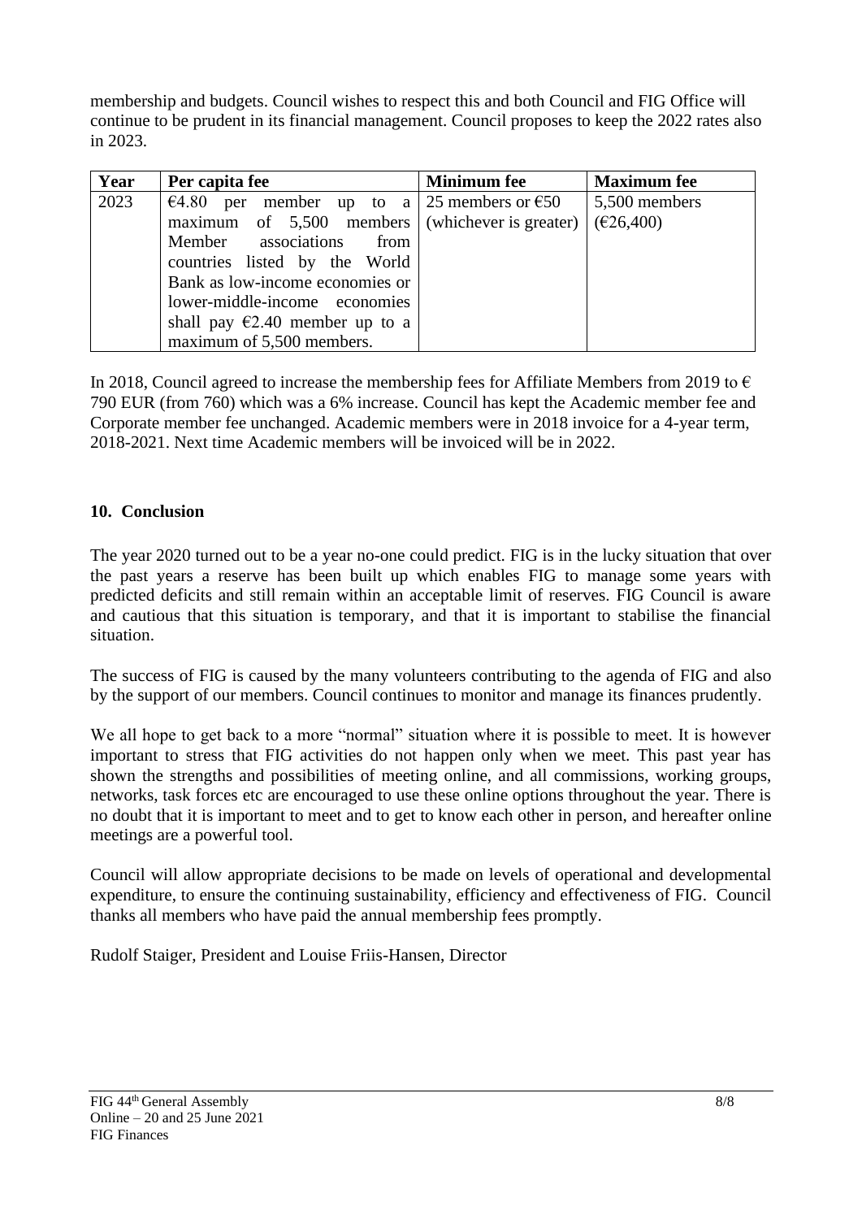membership and budgets. Council wishes to respect this and both Council and FIG Office will continue to be prudent in its financial management. Council proposes to keep the 2022 rates also in 2023.

| Year | Per capita fee | Minimum fee | Maximum fee |
|---|---|---|---|
| 2023 | €4.80 per member up to a maximum of 5,500 members Member associations from countries listed by the World Bank as low-income economies or lower-middle-income economies shall pay €2.40 member up to a maximum of 5,500 members. | 25 members or €50 (whichever is greater) | 5,500 members (€26,400) |

In 2018, Council agreed to increase the membership fees for Affiliate Members from 2019 to € 790 EUR (from 760) which was a 6% increase. Council has kept the Academic member fee and Corporate member fee unchanged. Academic members were in 2018 invoice for a 4-year term, 2018-2021. Next time Academic members will be invoiced will be in 2022.

## 10. Conclusion

The year 2020 turned out to be a year no-one could predict. FIG is in the lucky situation that over the past years a reserve has been built up which enables FIG to manage some years with predicted deficits and still remain within an acceptable limit of reserves. FIG Council is aware and cautious that this situation is temporary, and that it is important to stabilise the financial situation.

The success of FIG is caused by the many volunteers contributing to the agenda of FIG and also by the support of our members. Council continues to monitor and manage its finances prudently.

We all hope to get back to a more "normal" situation where it is possible to meet. It is however important to stress that FIG activities do not happen only when we meet. This past year has shown the strengths and possibilities of meeting online, and all commissions, working groups, networks, task forces etc are encouraged to use these online options throughout the year. There is no doubt that it is important to meet and to get to know each other in person, and hereafter online meetings are a powerful tool.

Council will allow appropriate decisions to be made on levels of operational and developmental expenditure, to ensure the continuing sustainability, efficiency and effectiveness of FIG. Council thanks all members who have paid the annual membership fees promptly.

Rudolf Staiger, President and Louise Friis-Hansen, Director